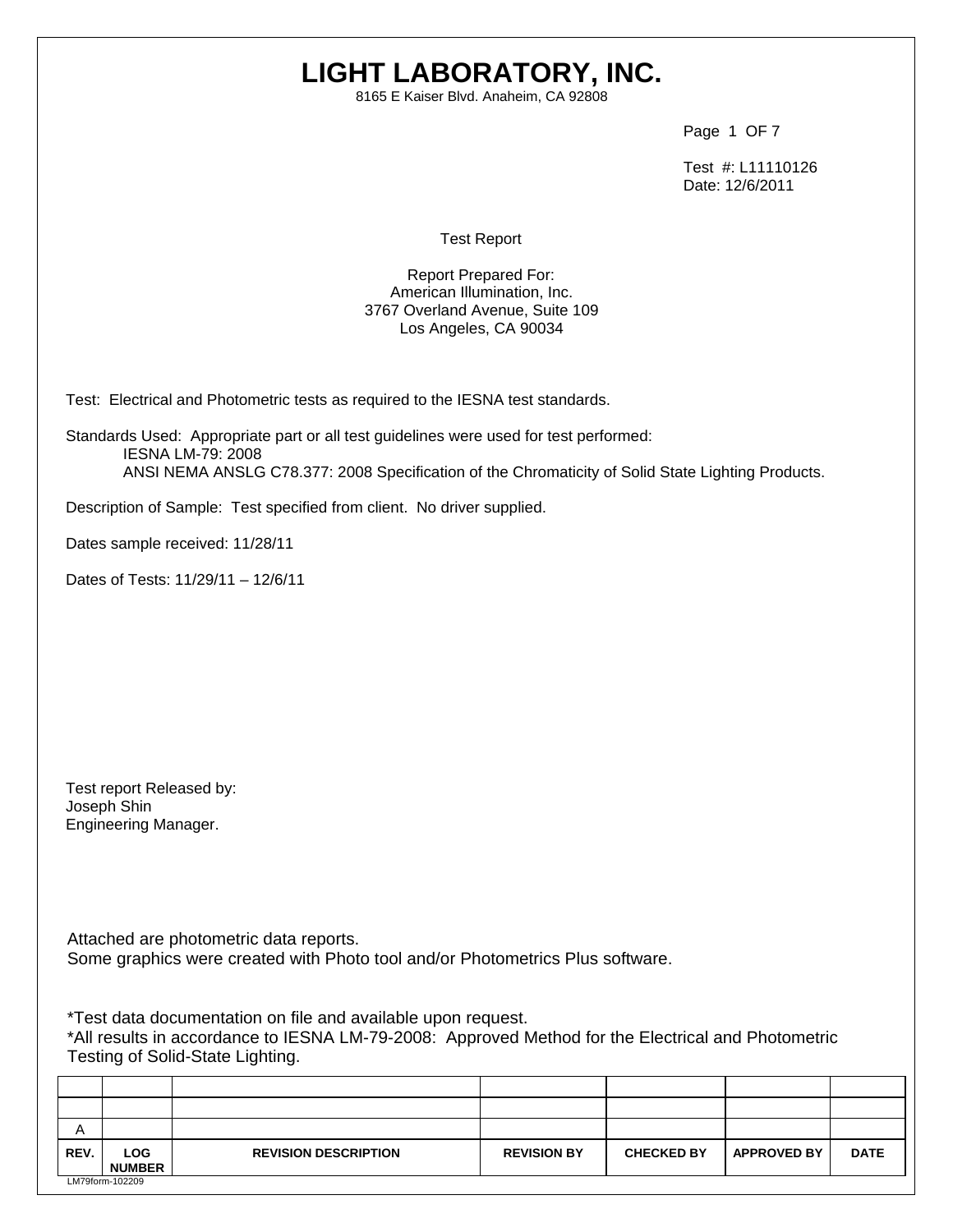# LIGHT LABORATORY, INC.

8165 E Kaiser Blvd. Anaheim, CA 92808

Test #: L11110126
Date: 12/6/2011

Test Report

Report Prepared For:
American Illumination, Inc.
3767 Overland Avenue, Suite 109
Los Angeles, CA 90034

Test: Electrical and Photometric tests as required to the IESNA test standards.

Standards Used: Appropriate part or all test guidelines were used for test performed:

IESNA LM-79: 2008
ANSI NEMA ANSLG C78.377: 2008 Specification of the Chromaticity of Solid State Lighting Products.

Description of Sample: Test specified from client. No driver supplied.

Dates sample received: 11/28/11

Dates of Tests: 11/29/11 – 12/6/11

Test report Released by:
Joseph Shin
Engineering Manager.

Attached are photometric data reports.
Some graphics were created with Photo tool and/or Photometrics Plus software.

*Test data documentation on file and available upon request.
*All results in accordance to IESNA LM-79-2008: Approved Method for the Electrical and Photometric Testing of Solid-State Lighting.

| REV. | LOG NUMBER | REVISION DESCRIPTION | REVISION BY | CHECKED BY | APPROVED BY | DATE |
|---|---|---|---|---|---|---|
| | | | | | | |
| | | | | | | |
| A | | | | | | |

LM79form-102209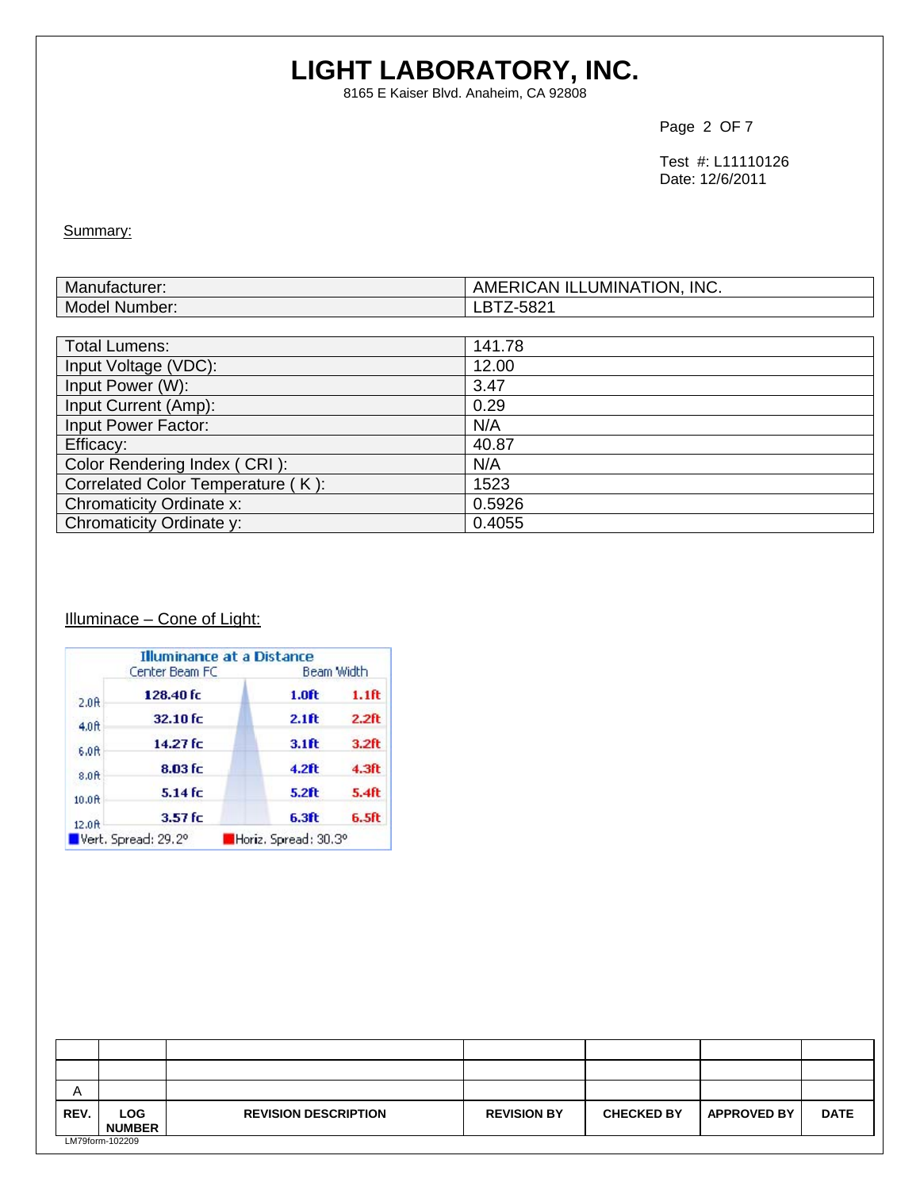# LIGHT LABORATORY, INC.

8165 E Kaiser Blvd. Anaheim, CA 92808

Test #: L11110126
Date: 12/6/2011

Summary:

| Manufacturer: | AMERICAN ILLUMINATION, INC. |
|---|---|
| Model Number: | LBTZ-5821 |

| Total Lumens: | 141.78 |
|---|---|
| Input Voltage (VDC): | 12.00 |
| Input Power (W): | 3.47 |
| Input Current (Amp): | 0.29 |
| Input Power Factor: | N/A |
| Efficacy: | 40.87 |
| Color Rendering Index ( CRI ): | N/A |
| Correlated Color Temperature ( K ): | 1523 |
| Chromaticity Ordinate x: | 0.5926 |
| Chromaticity Ordinate y: | 0.4055 |

Illuminace – Cone of Light:

**Illuminance at a Distance**

| Distance | Center Beam FC | Beam Width (Vert.) | Beam Width (Horiz.) |
|---|---|---|---|
| 2.0ft | 128.40 fc | 1.0ft | 1.1ft |
| 4.0ft | 32.10 fc | 2.1ft | 2.2ft |
| 6.0ft | 14.27 fc | 3.1ft | 3.2ft |
| 8.0ft | 8.03 fc | 4.2ft | 4.3ft |
| 10.0ft | 5.14 fc | 5.2ft | 5.4ft |
| 12.0ft | 3.57 fc | 6.3ft | 6.5ft |

Vert. Spread: 29.2° Horiz. Spread: 30.3°

| | | | | | | |
|---|---|---|---|---|---|---|
| | | | | | | |
| | | | | | | |
| A | | | | | | |
| **REV.** | **LOG NUMBER** | **REVISION DESCRIPTION** | **REVISION BY** | **CHECKED BY** | **APPROVED BY** | **DATE** |

LM79form-102209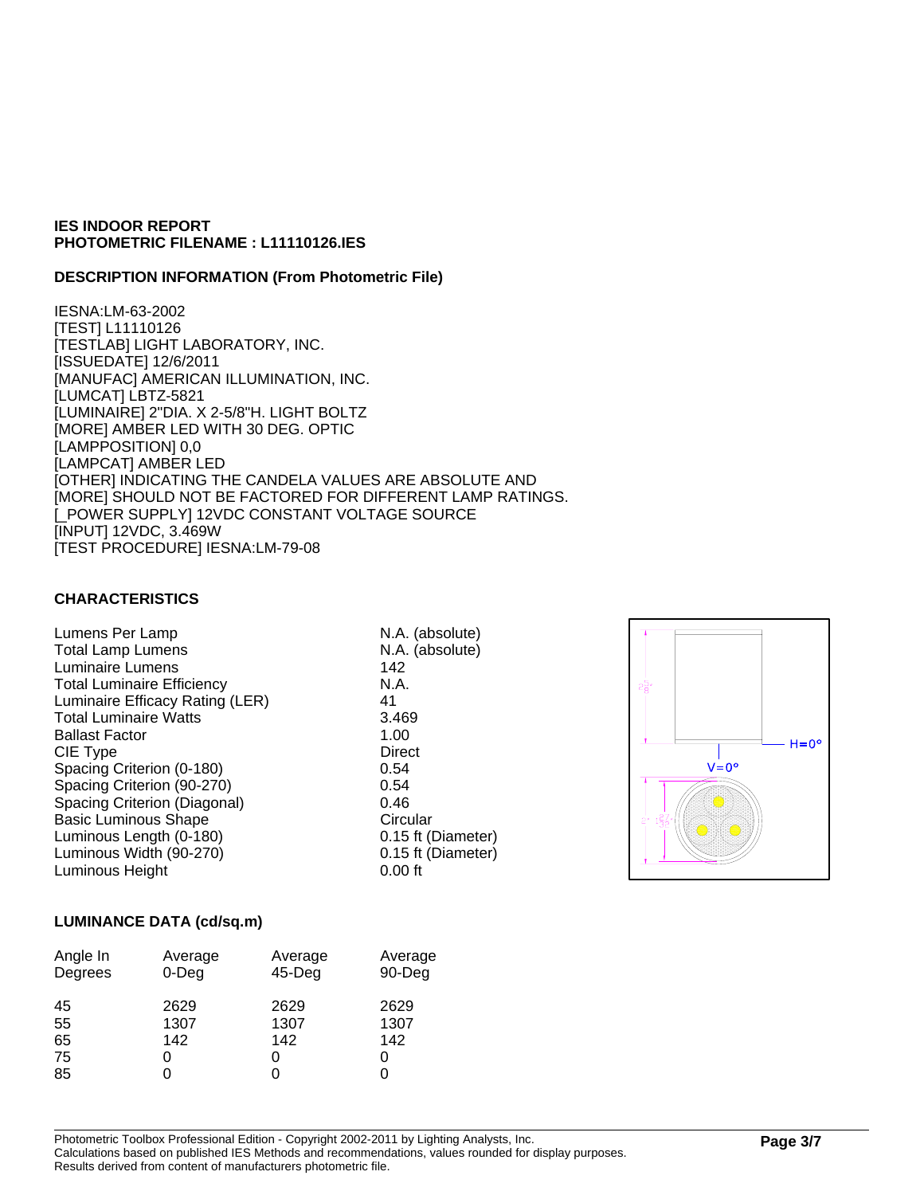**IES INDOOR REPORT**
**PHOTOMETRIC FILENAME : L11110126.IES**

**DESCRIPTION INFORMATION (From Photometric File)**

IESNA:LM-63-2002
[TEST] L11110126
[TESTLAB] LIGHT LABORATORY, INC.
[ISSUEDATE] 12/6/2011
[MANUFAC] AMERICAN ILLUMINATION, INC.
[LUMCAT] LBTZ-5821
[LUMINAIRE] 2"DIA. X 2-5/8"H. LIGHT BOLTZ
[MORE] AMBER LED WITH 30 DEG. OPTIC
[LAMPPOSITION] 0,0
[LAMPCAT] AMBER LED
[OTHER] INDICATING THE CANDELA VALUES ARE ABSOLUTE AND
[MORE] SHOULD NOT BE FACTORED FOR DIFFERENT LAMP RATINGS.
[_POWER SUPPLY] 12VDC CONSTANT VOLTAGE SOURCE
[INPUT] 12VDC, 3.469W
[TEST PROCEDURE] IESNA:LM-79-08

**CHARACTERISTICS**

| | |
|---|---|
| Lumens Per Lamp | N.A. (absolute) |
| Total Lamp Lumens | N.A. (absolute) |
| Luminaire Lumens | 142 |
| Total Luminaire Efficiency | N.A. |
| Luminaire Efficacy Rating (LER) | 41 |
| Total Luminaire Watts | 3.469 |
| Ballast Factor | 1.00 |
| CIE Type | Direct |
| Spacing Criterion (0-180) | 0.54 |
| Spacing Criterion (90-270) | 0.54 |
| Spacing Criterion (Diagonal) | 0.46 |
| Basic Luminous Shape | Circular |
| Luminous Length (0-180) | 0.15 ft (Diameter) |
| Luminous Width (90-270) | 0.15 ft (Diameter) |
| Luminous Height | 0.00 ft |

**LUMINANCE DATA (cd/sq.m)**

| Angle In Degrees | Average 0-Deg | Average 45-Deg | Average 90-Deg |
|---|---|---|---|
| 45 | 2629 | 2629 | 2629 |
| 55 | 1307 | 1307 | 1307 |
| 65 | 142 | 142 | 142 |
| 75 | 0 | 0 | 0 |
| 85 | 0 | 0 | 0 |

Photometric Toolbox Professional Edition - Copyright 2002-2011 by Lighting Analysts, Inc.
Calculations based on published IES Methods and recommendations, values rounded for display purposes.
Results derived from content of manufacturers photometric file.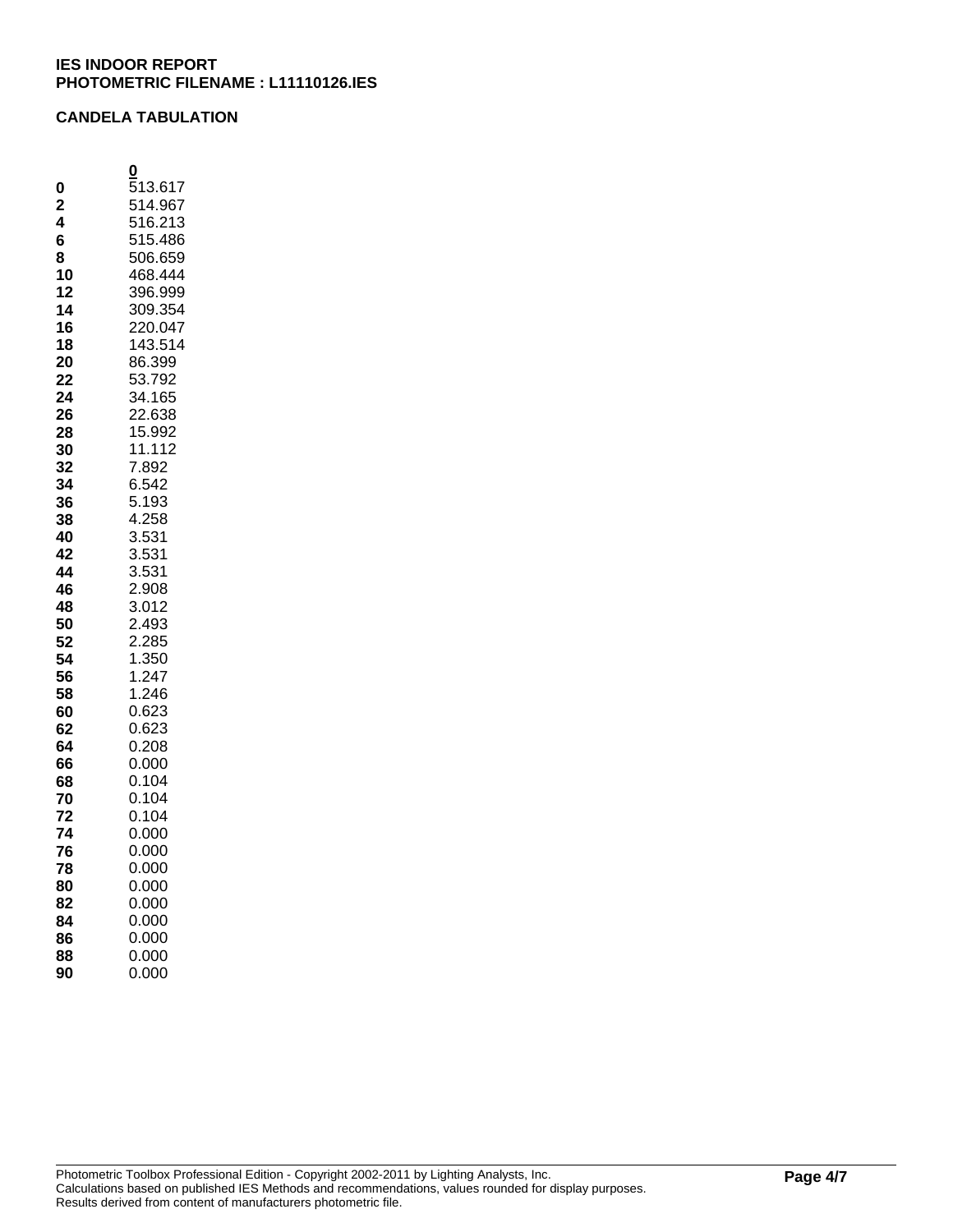**IES INDOOR REPORT**
**PHOTOMETRIC FILENAME : L11110126.IES**

**CANDELA TABULATION**

| | 0 |
|---|---|
| 0 | 513.617 |
| 2 | 514.967 |
| 4 | 516.213 |
| 6 | 515.486 |
| 8 | 506.659 |
| 10 | 468.444 |
| 12 | 396.999 |
| 14 | 309.354 |
| 16 | 220.047 |
| 18 | 143.514 |
| 20 | 86.399 |
| 22 | 53.792 |
| 24 | 34.165 |
| 26 | 22.638 |
| 28 | 15.992 |
| 30 | 11.112 |
| 32 | 7.892 |
| 34 | 6.542 |
| 36 | 5.193 |
| 38 | 4.258 |
| 40 | 3.531 |
| 42 | 3.531 |
| 44 | 3.531 |
| 46 | 2.908 |
| 48 | 3.012 |
| 50 | 2.493 |
| 52 | 2.285 |
| 54 | 1.350 |
| 56 | 1.247 |
| 58 | 1.246 |
| 60 | 0.623 |
| 62 | 0.623 |
| 64 | 0.208 |
| 66 | 0.000 |
| 68 | 0.104 |
| 70 | 0.104 |
| 72 | 0.104 |
| 74 | 0.000 |
| 76 | 0.000 |
| 78 | 0.000 |
| 80 | 0.000 |
| 82 | 0.000 |
| 84 | 0.000 |
| 86 | 0.000 |
| 88 | 0.000 |
| 90 | 0.000 |

Photometric Toolbox Professional Edition - Copyright 2002-2011 by Lighting Analysts, Inc.
Calculations based on published IES Methods and recommendations, values rounded for display purposes.
Results derived from content of manufacturers photometric file.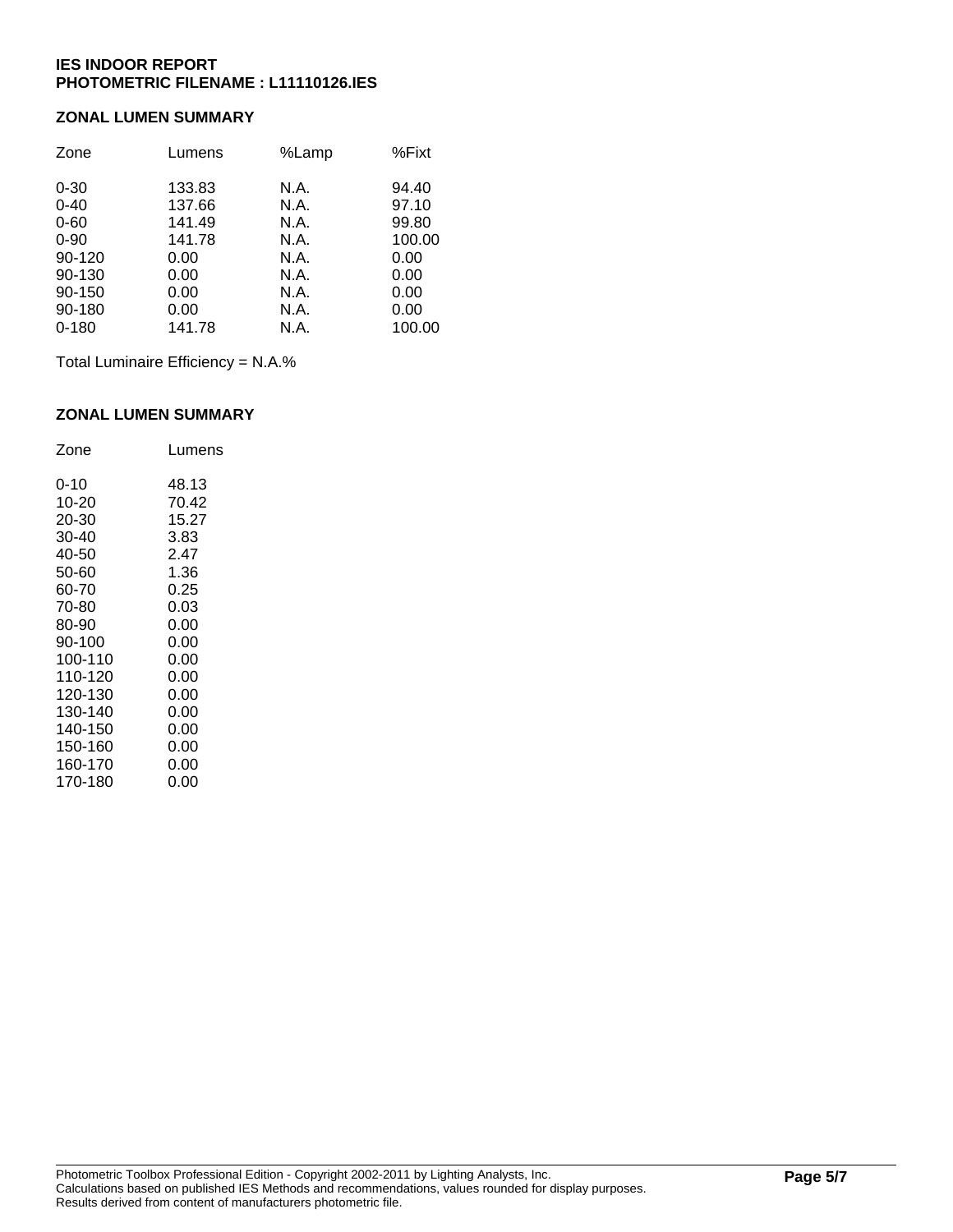**IES INDOOR REPORT**
**PHOTOMETRIC FILENAME : L11110126.IES**

## ZONAL LUMEN SUMMARY

| Zone | Lumens | %Lamp | %Fixt |
|---|---|---|---|
| 0-30 | 133.83 | N.A. | 94.40 |
| 0-40 | 137.66 | N.A. | 97.10 |
| 0-60 | 141.49 | N.A. | 99.80 |
| 0-90 | 141.78 | N.A. | 100.00 |
| 90-120 | 0.00 | N.A. | 0.00 |
| 90-130 | 0.00 | N.A. | 0.00 |
| 90-150 | 0.00 | N.A. | 0.00 |
| 90-180 | 0.00 | N.A. | 0.00 |
| 0-180 | 141.78 | N.A. | 100.00 |

Total Luminaire Efficiency = N.A.%

## ZONAL LUMEN SUMMARY

| Zone | Lumens |
|---|---|
| 0-10 | 48.13 |
| 10-20 | 70.42 |
| 20-30 | 15.27 |
| 30-40 | 3.83 |
| 40-50 | 2.47 |
| 50-60 | 1.36 |
| 60-70 | 0.25 |
| 70-80 | 0.03 |
| 80-90 | 0.00 |
| 90-100 | 0.00 |
| 100-110 | 0.00 |
| 110-120 | 0.00 |
| 120-130 | 0.00 |
| 130-140 | 0.00 |
| 140-150 | 0.00 |
| 150-160 | 0.00 |
| 160-170 | 0.00 |
| 170-180 | 0.00 |

Photometric Toolbox Professional Edition - Copyright 2002-2011 by Lighting Analysts, Inc.
Calculations based on published IES Methods and recommendations, values rounded for display purposes.
Results derived from content of manufacturers photometric file.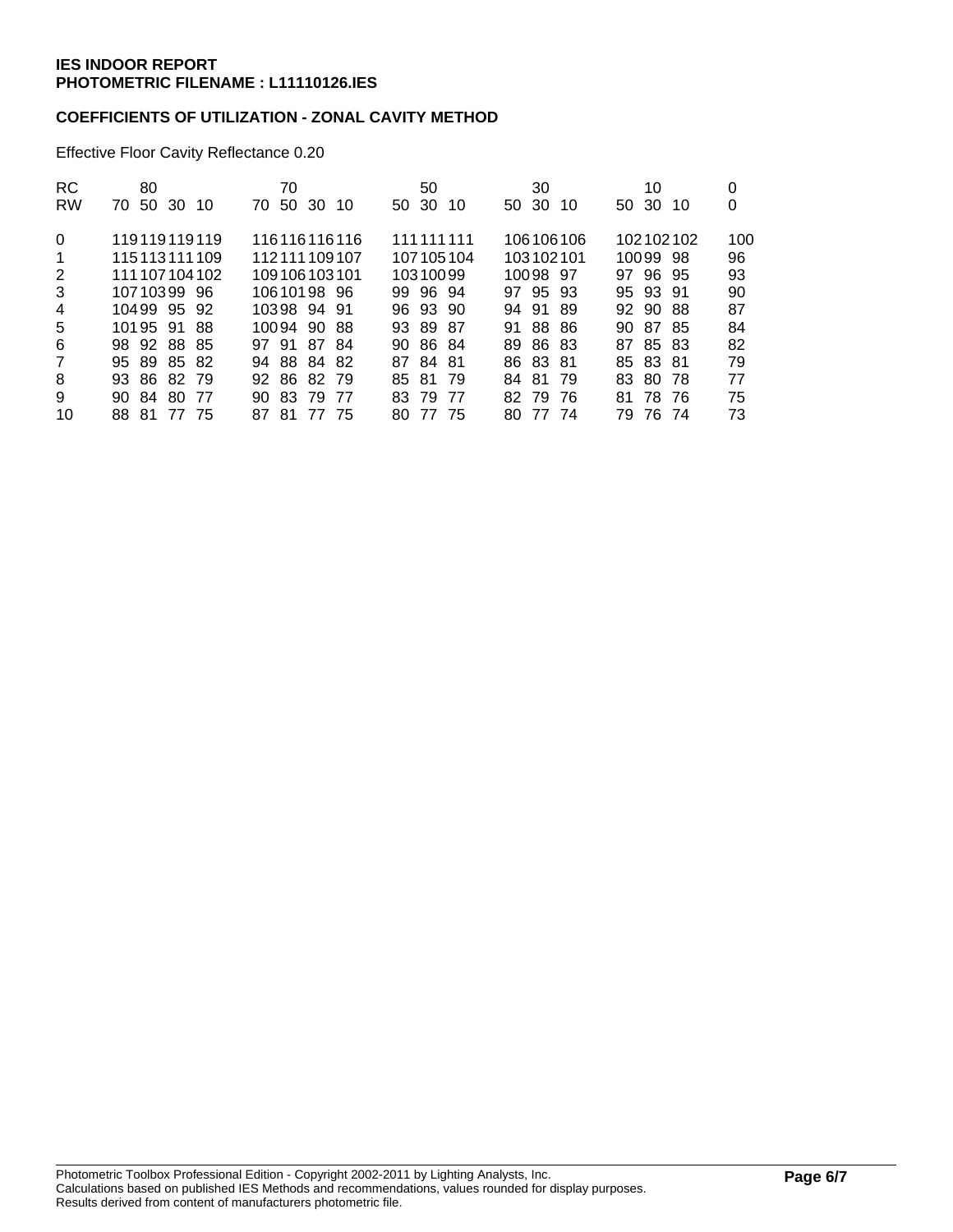**IES INDOOR REPORT**
**PHOTOMETRIC FILENAME : L11110126.IES**

**COEFFICIENTS OF UTILIZATION - ZONAL CAVITY METHOD**

Effective Floor Cavity Reflectance 0.20

| RC | 80 | | | | 70 | | | | 50 | | | 30 | | | 10 | | | 0 |
|---|---|---|---|---|---|---|---|---|---|---|---|---|---|---|---|---|---|---|
| RW | 70 | 50 | 30 | 10 | 70 | 50 | 30 | 10 | 50 | 30 | 10 | 50 | 30 | 10 | 50 | 30 | 10 | 0 |
| 0 | 119 | 119 | 119 | 119 | 116 | 116 | 116 | 116 | 111 | 111 | 111 | 106 | 106 | 106 | 102 | 102 | 102 | 100 |
| 1 | 115 | 113 | 111 | 109 | 112 | 111 | 109 | 107 | 107 | 105 | 104 | 103 | 102 | 101 | 100 | 99 | 98 | 96 |
| 2 | 111 | 107 | 104 | 102 | 109 | 106 | 103 | 101 | 103 | 100 | 99 | 100 | 98 | 97 | 97 | 96 | 95 | 93 |
| 3 | 107 | 103 | 99 | 96 | 106 | 101 | 98 | 96 | 99 | 96 | 94 | 97 | 95 | 93 | 95 | 93 | 91 | 90 |
| 4 | 104 | 99 | 95 | 92 | 103 | 98 | 94 | 91 | 96 | 93 | 90 | 94 | 91 | 89 | 92 | 90 | 88 | 87 |
| 5 | 101 | 95 | 91 | 88 | 100 | 94 | 90 | 88 | 93 | 89 | 87 | 91 | 88 | 86 | 90 | 87 | 85 | 84 |
| 6 | 98 | 92 | 88 | 85 | 97 | 91 | 87 | 84 | 90 | 86 | 84 | 89 | 86 | 83 | 87 | 85 | 83 | 82 |
| 7 | 95 | 89 | 85 | 82 | 94 | 88 | 84 | 82 | 87 | 84 | 81 | 86 | 83 | 81 | 85 | 83 | 81 | 79 |
| 8 | 93 | 86 | 82 | 79 | 92 | 86 | 82 | 79 | 85 | 81 | 79 | 84 | 81 | 79 | 83 | 80 | 78 | 77 |
| 9 | 90 | 84 | 80 | 77 | 90 | 83 | 79 | 77 | 83 | 79 | 77 | 82 | 79 | 76 | 81 | 78 | 76 | 75 |
| 10 | 88 | 81 | 77 | 75 | 87 | 81 | 77 | 75 | 80 | 77 | 75 | 80 | 77 | 74 | 79 | 76 | 74 | 73 |

Photometric Toolbox Professional Edition - Copyright 2002-2011 by Lighting Analysts, Inc.
Calculations based on published IES Methods and recommendations, values rounded for display purposes.
Results derived from content of manufacturers photometric file.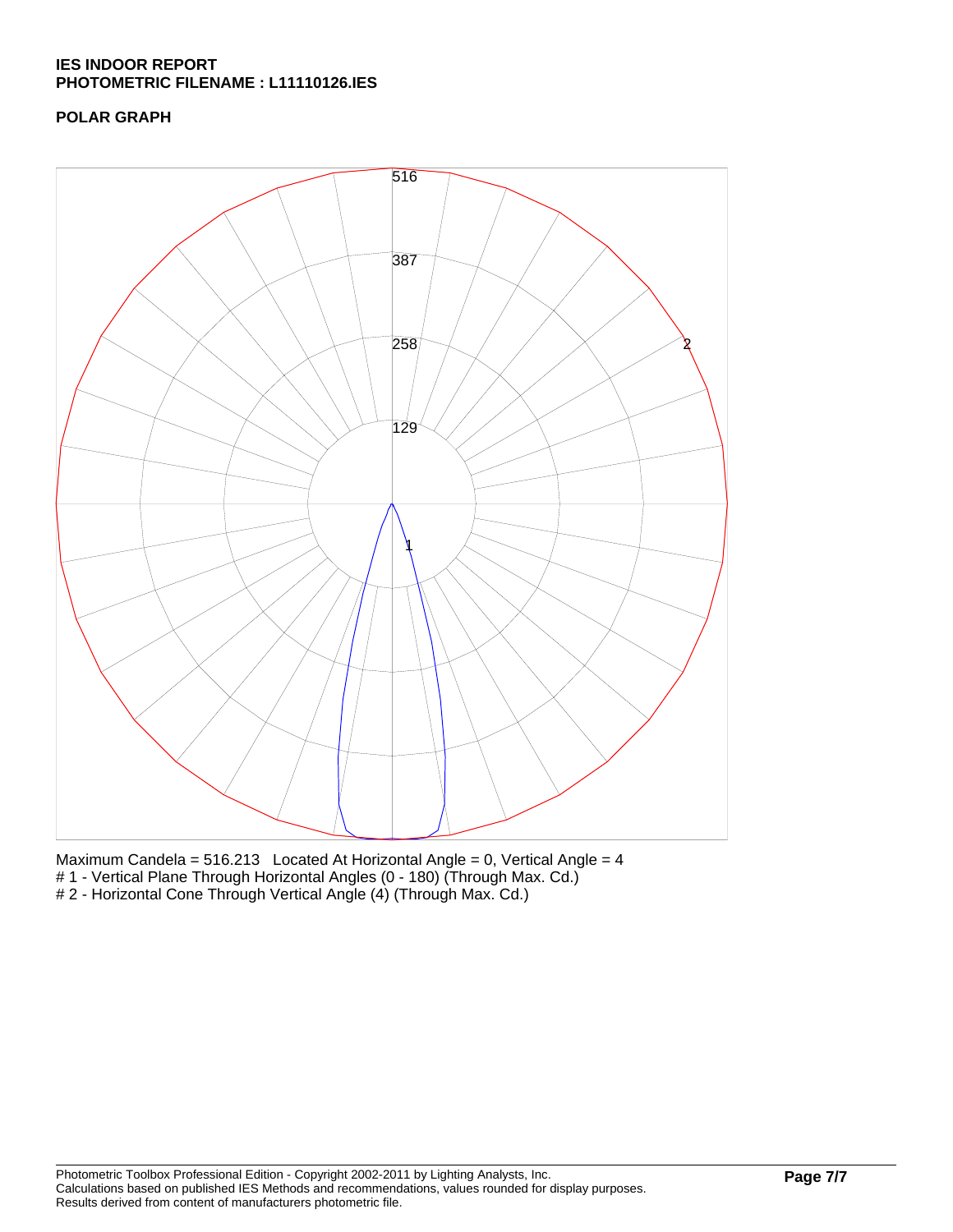**IES INDOOR REPORT**
**PHOTOMETRIC FILENAME : L11110126.IES**

**POLAR GRAPH**

516
387
258
129
1
2

Maximum Candela = 516.213 Located At Horizontal Angle = 0, Vertical Angle = 4
# 1 - Vertical Plane Through Horizontal Angles (0 - 180) (Through Max. Cd.)
# 2 - Horizontal Cone Through Vertical Angle (4) (Through Max. Cd.)

Photometric Toolbox Professional Edition - Copyright 2002-2011 by Lighting Analysts, Inc.
Calculations based on published IES Methods and recommendations, values rounded for display purposes.
Results derived from content of manufacturers photometric file.